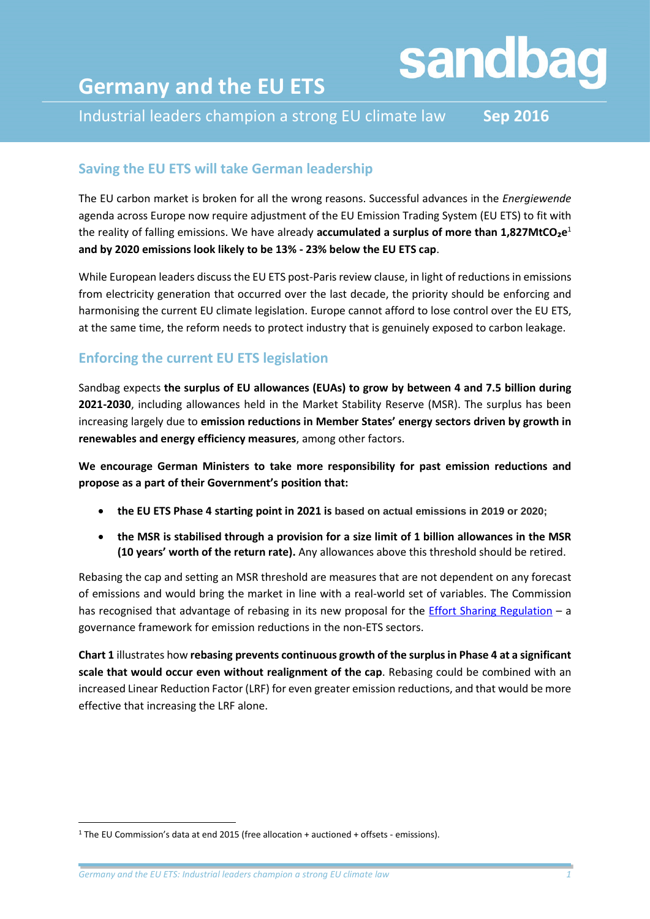# Germany and the EU ETS

sandbag

Industrial leaders champion a strong EU climate law

Sep 2016

## Saving the EU ETS will take German leadership

The EU carbon market is broken for all the wrong reasons. Successful advances in the *Energiewende* agenda across Europe now require adjustment of the EU Emission Trading System (EU ETS) to fit with the reality of falling emissions. We have already **accumulated a surplus of more than 1,827Mt$CO_2$e**[1] **and by 2020 emissions look likely to be 13% - 23% below the EU ETS cap**.

While European leaders discuss the EU ETS post-Paris review clause, in light of reductions in emissions from electricity generation that occurred over the last decade, the priority should be enforcing and harmonising the current EU climate legislation. Europe cannot afford to lose control over the EU ETS, at the same time, the reform needs to protect industry that is genuinely exposed to carbon leakage.

## Enforcing the current EU ETS legislation

Sandbag expects **the surplus of EU allowances (EUAs) to grow by between 4 and 7.5 billion during 2021-2030**, including allowances held in the Market Stability Reserve (MSR). The surplus has been increasing largely due to **emission reductions in Member States' energy sectors driven by growth in renewables and energy efficiency measures**, among other factors.

**We encourage German Ministers to take more responsibility for past emission reductions and propose as a part of their Government's position that:**

- **the EU ETS Phase 4 starting point in 2021 is based on actual emissions in 2019 or 2020;**
- **the MSR is stabilised through a provision for a size limit of 1 billion allowances in the MSR (10 years' worth of the return rate).** Any allowances above this threshold should be retired.

Rebasing the cap and setting an MSR threshold are measures that are not dependent on any forecast of emissions and would bring the market in line with a real-world set of variables. The Commission has recognised that advantage of rebasing in its new proposal for the Effort Sharing Regulation – a governance framework for emission reductions in the non-ETS sectors.

**Chart 1** illustrates how **rebasing prevents continuous growth of the surplus in Phase 4 at a significant scale that would occur even without realignment of the cap**. Rebasing could be combined with an increased Linear Reduction Factor (LRF) for even greater emission reductions, and that would be more effective that increasing the LRF alone.

[1] The EU Commission's data at end 2015 (free allocation + auctioned + offsets - emissions).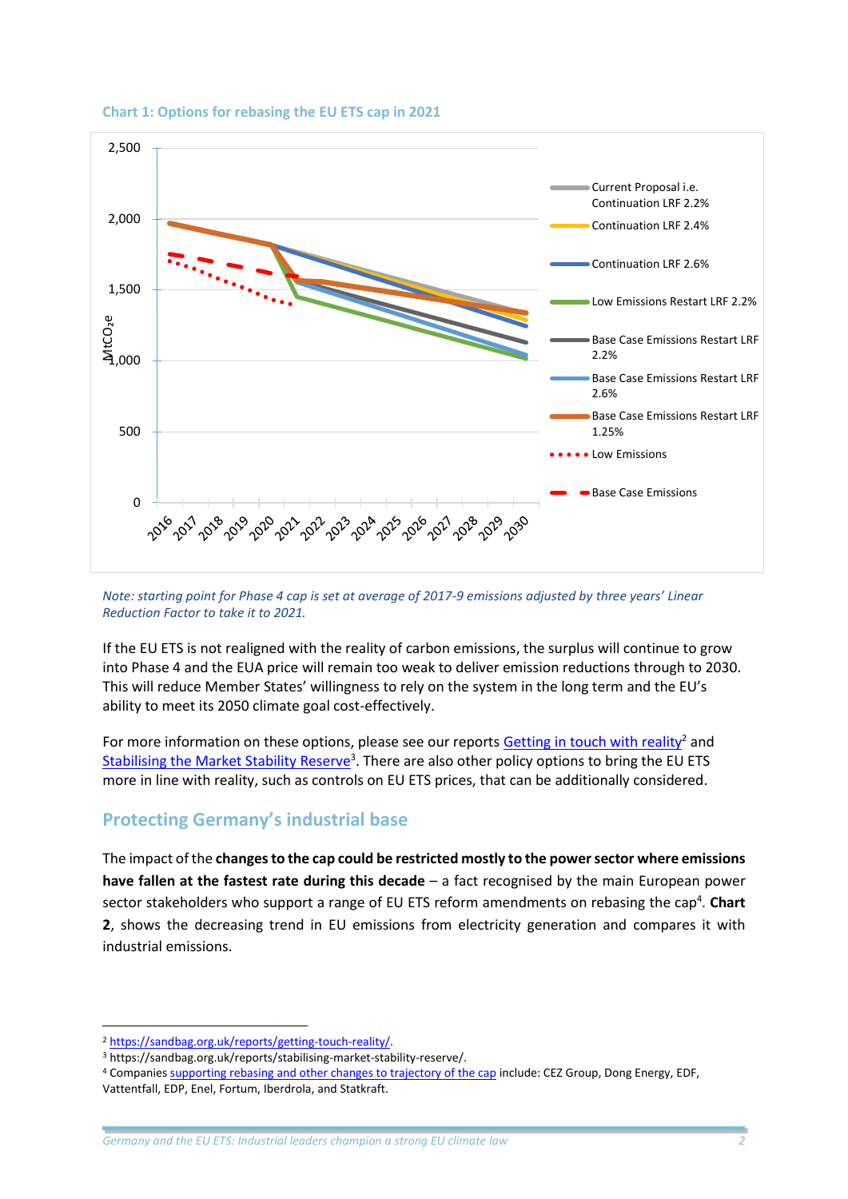### Chart 1: Options for rebasing the EU ETS cap in 2021

*Note: starting point for Phase 4 cap is set at average of 2017-9 emissions adjusted by three years' Linear Reduction Factor to take it to 2021.*

If the EU ETS is not realigned with the reality of carbon emissions, the surplus will continue to grow into Phase 4 and the EUA price will remain too weak to deliver emission reductions through to 2030. This will reduce Member States' willingness to rely on the system in the long term and the EU's ability to meet its 2050 climate goal cost-effectively.

For more information on these options, please see our reports Getting in touch with reality[2] and Stabilising the Market Stability Reserve[3]. There are also other policy options to bring the EU ETS more in line with reality, such as controls on EU ETS prices, that can be additionally considered.

## Protecting Germany's industrial base

The impact of the **changes to the cap could be restricted mostly to the power sector where emissions have fallen at the fastest rate during this decade** – a fact recognised by the main European power sector stakeholders who support a range of EU ETS reform amendments on rebasing the cap[4]. **Chart 2**, shows the decreasing trend in EU emissions from electricity generation and compares it with industrial emissions.

---

[2] https://sandbag.org.uk/reports/getting-touch-reality/.

[3] https://sandbag.org.uk/reports/stabilising-market-stability-reserve/.

[4] Companies supporting rebasing and other changes to trajectory of the cap include: CEZ Group, Dong Energy, EDF, Vattenfall, EDP, Enel, Fortum, Iberdrola, and Statkraft.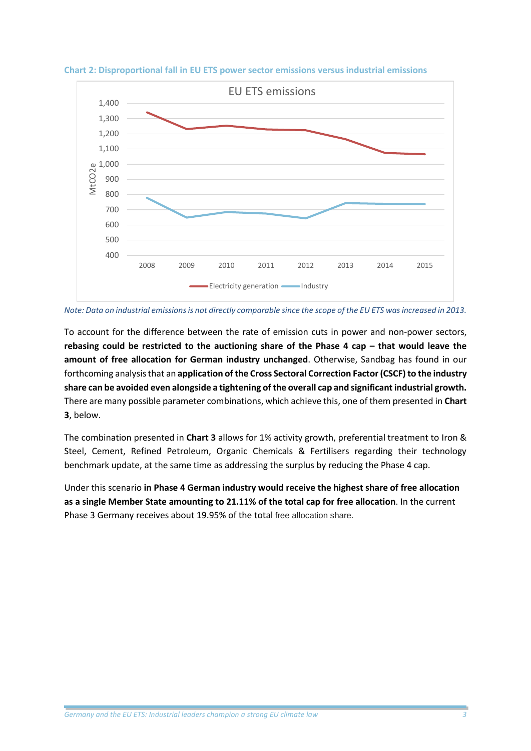**Chart 2: Disproportional fall in EU ETS power sector emissions versus industrial emissions**

*Note: Data on industrial emissions is not directly comparable since the scope of the EU ETS was increased in 2013.*

To account for the difference between the rate of emission cuts in power and non-power sectors, **rebasing could be restricted to the auctioning share of the Phase 4 cap – that would leave the amount of free allocation for German industry unchanged**. Otherwise, Sandbag has found in our forthcoming analysis that an **application of the Cross Sectoral Correction Factor (CSCF) to the industry share can be avoided even alongside a tightening of the overall cap and significant industrial growth.** There are many possible parameter combinations, which achieve this, one of them presented in **Chart 3**, below.

The combination presented in **Chart 3** allows for 1% activity growth, preferential treatment to Iron & Steel, Cement, Refined Petroleum, Organic Chemicals & Fertilisers regarding their technology benchmark update, at the same time as addressing the surplus by reducing the Phase 4 cap.

Under this scenario **in Phase 4 German industry would receive the highest share of free allocation as a single Member State amounting to 21.11% of the total cap for free allocation**. In the current Phase 3 Germany receives about 19.95% of the total free allocation share.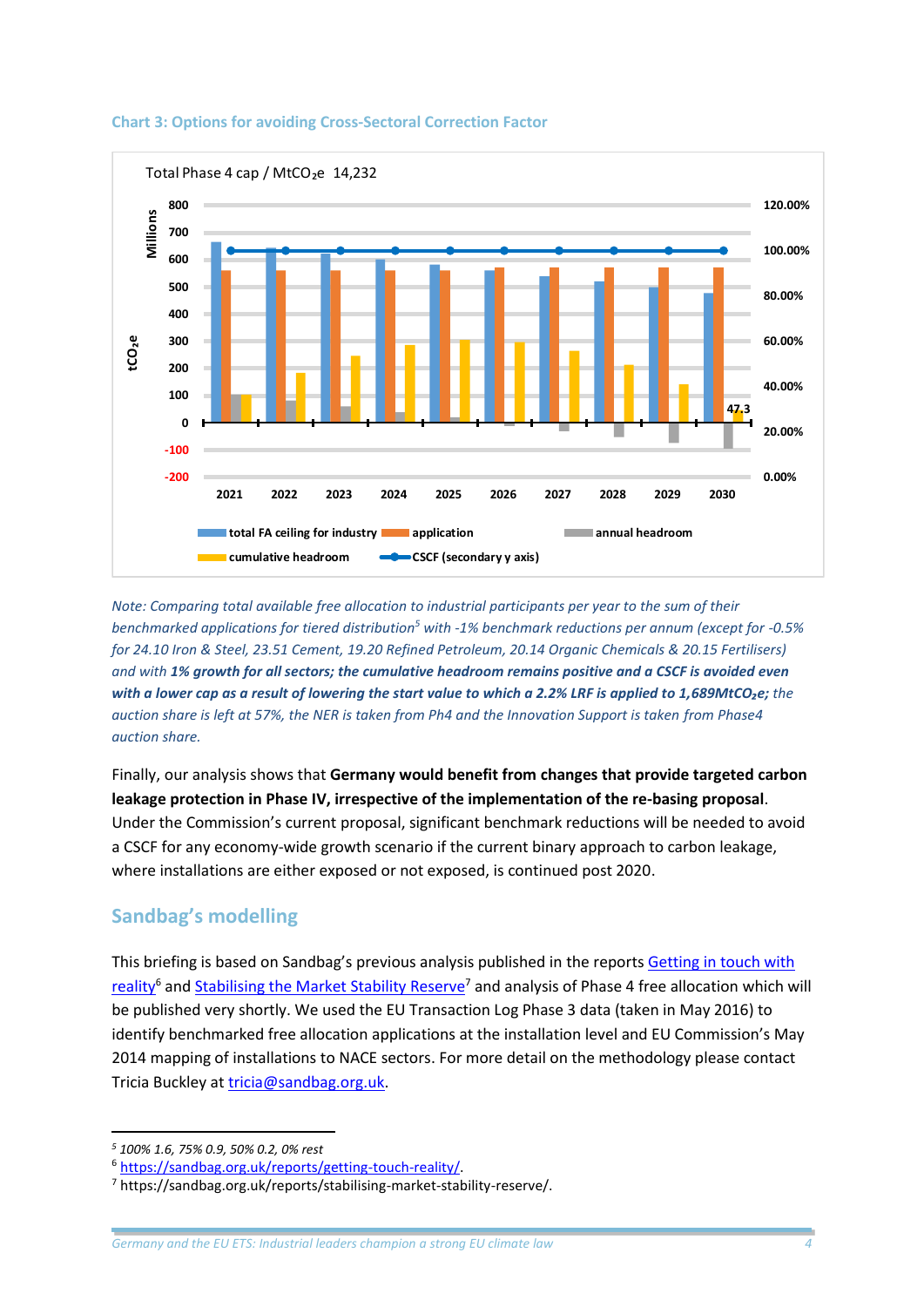**Chart 3: Options for avoiding Cross-Sectoral Correction Factor**

*Note: Comparing total available free allocation to industrial participants per year to the sum of their benchmarked applications for tiered distribution[5] with -1% benchmark reductions per annum (except for -0.5% for 24.10 Iron & Steel, 23.51 Cement, 19.20 Refined Petroleum, 20.14 Organic Chemicals & 20.15 Fertilisers) and with **1% growth for all sectors; the cumulative headroom remains positive and a CSCF is avoided even with a lower cap as a result of lowering the start value to which a 2.2% LRF is applied to 1,689Mt$CO_2$e;** the auction share is left at 57%, the NER is taken from Ph4 and the Innovation Support is taken from Phase4 auction share.*

Finally, our analysis shows that **Germany would benefit from changes that provide targeted carbon leakage protection in Phase IV, irrespective of the implementation of the re-basing proposal**. Under the Commission's current proposal, significant benchmark reductions will be needed to avoid a CSCF for any economy-wide growth scenario if the current binary approach to carbon leakage, where installations are either exposed or not exposed, is continued post 2020.

## Sandbag's modelling

This briefing is based on Sandbag's previous analysis published in the reports Getting in touch with reality[6] and Stabilising the Market Stability Reserve[7] and analysis of Phase 4 free allocation which will be published very shortly. We used the EU Transaction Log Phase 3 data (taken in May 2016) to identify benchmarked free allocation applications at the installation level and EU Commission's May 2014 mapping of installations to NACE sectors. For more detail on the methodology please contact Tricia Buckley at tricia@sandbag.org.uk.

---

[5] *100% 1.6, 75% 0.9, 50% 0.2, 0% rest*

[6] https://sandbag.org.uk/reports/getting-touch-reality/.

[7] https://sandbag.org.uk/reports/stabilising-market-stability-reserve/.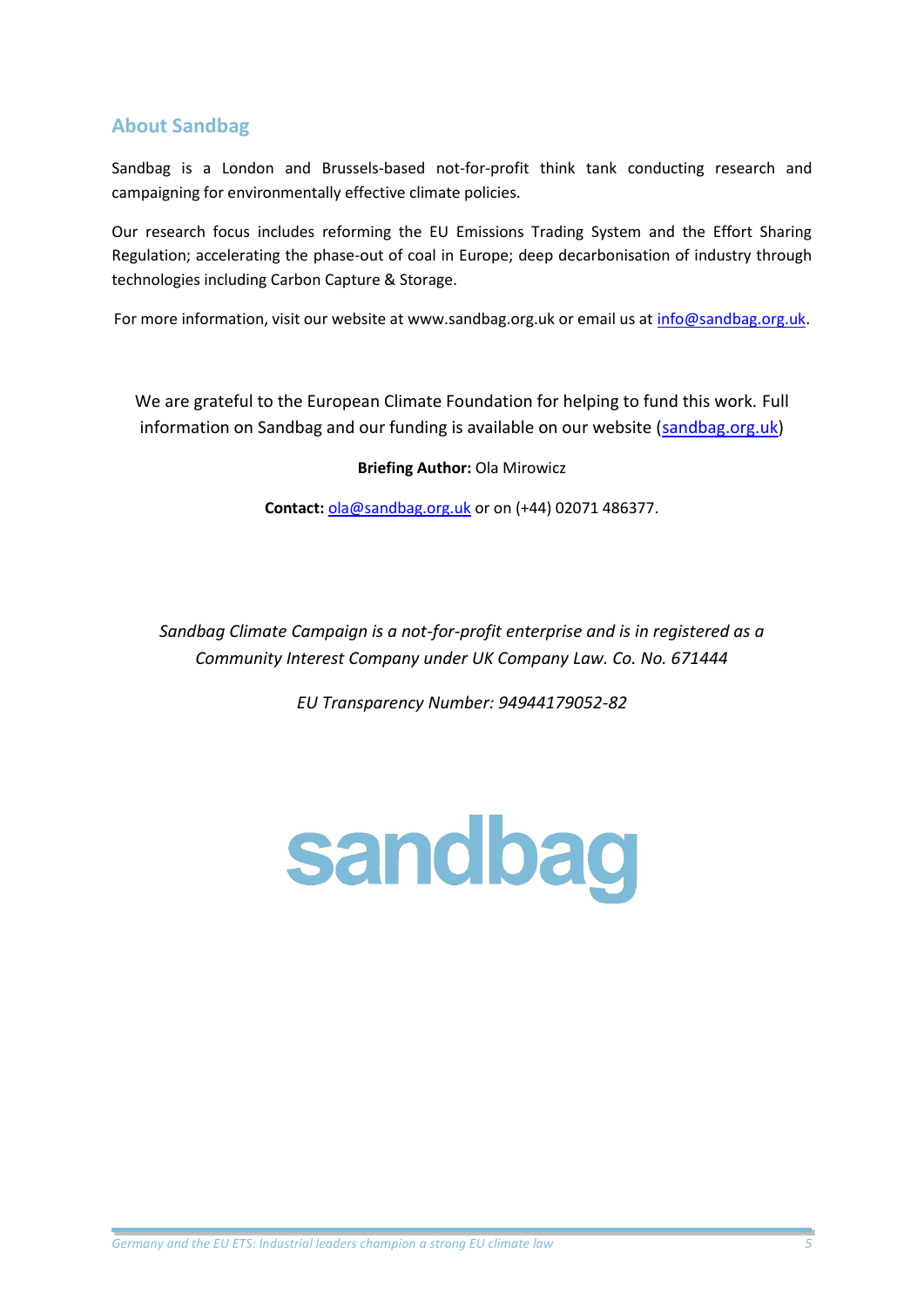## About Sandbag

Sandbag is a London and Brussels-based not-for-profit think tank conducting research and campaigning for environmentally effective climate policies.

Our research focus includes reforming the EU Emissions Trading System and the Effort Sharing Regulation; accelerating the phase-out of coal in Europe; deep decarbonisation of industry through technologies including Carbon Capture & Storage.

For more information, visit our website at www.sandbag.org.uk or email us at info@sandbag.org.uk.

We are grateful to the European Climate Foundation for helping to fund this work. Full information on Sandbag and our funding is available on our website (sandbag.org.uk)

**Briefing Author:** Ola Mirowicz

**Contact:** ola@sandbag.org.uk or on (+44) 02071 486377.

*Sandbag Climate Campaign is a not-for-profit enterprise and is in registered as a Community Interest Company under UK Company Law. Co. No. 671444*

*EU Transparency Number: 94944179052-82*

sandbag